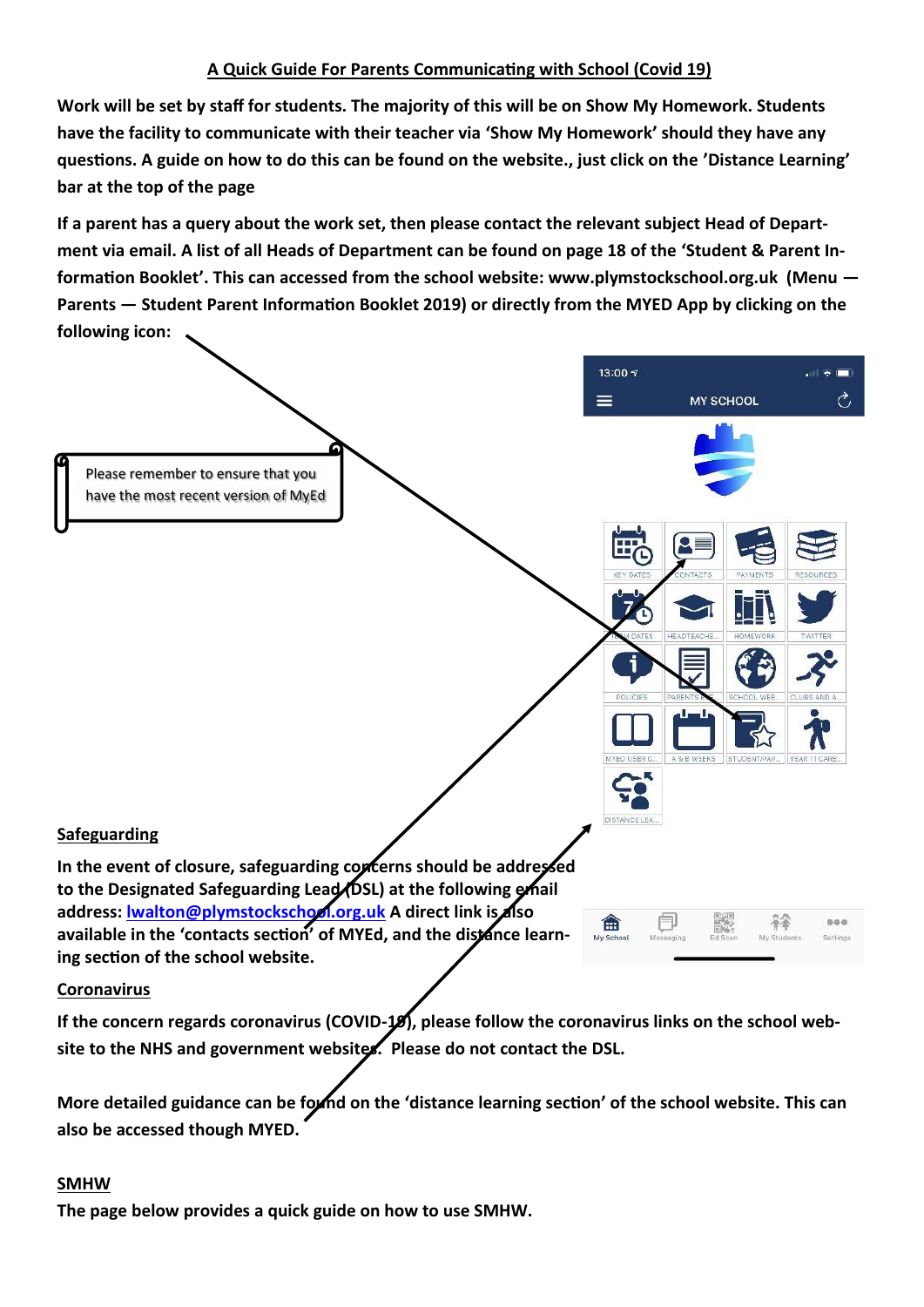## A Quick Guide For Parents Communicating with School (Covid 19)

**Work will be set by staff for students. The majority of this will be on Show My Homework. Students have the facility to communicate with their teacher via 'Show My Homework' should they have any questions. A guide on how to do this can be found on the website., just click on the 'Distance Learning' bar at the top of the page**

**If a parent has a query about the work set, then please contact the relevant subject Head of Department via email. A list of all Heads of Department can be found on page 18 of the 'Student & Parent Information Booklet'. This can accessed from the school website: www.plymstockschool.org.uk (Menu — Parents — Student Parent Information Booklet 2019) or directly from the MYED App by clicking on the following icon:**

Please remember to ensure that you have the most recent version of MyEd

### Safeguarding

**In the event of closure, safeguarding concerns should be addressed to the Designated Safeguarding Lead (DSL) at the following email address: [lwalton@plymstockschool.org.uk](mailto:lwalton@plymstockschool.org.uk) A direct link is also available in the 'contacts section' of MYEd, and the distance learning section of the school website.**

### Coronavirus

**If the concern regards coronavirus (COVID-19), please follow the coronavirus links on the school website to the NHS and government websites. Please do not contact the DSL.**

**More detailed guidance can be found on the 'distance learning section' of the school website. This can also be accessed though MYED.**

### SMHW

**The page below provides a quick guide on how to use SMHW.**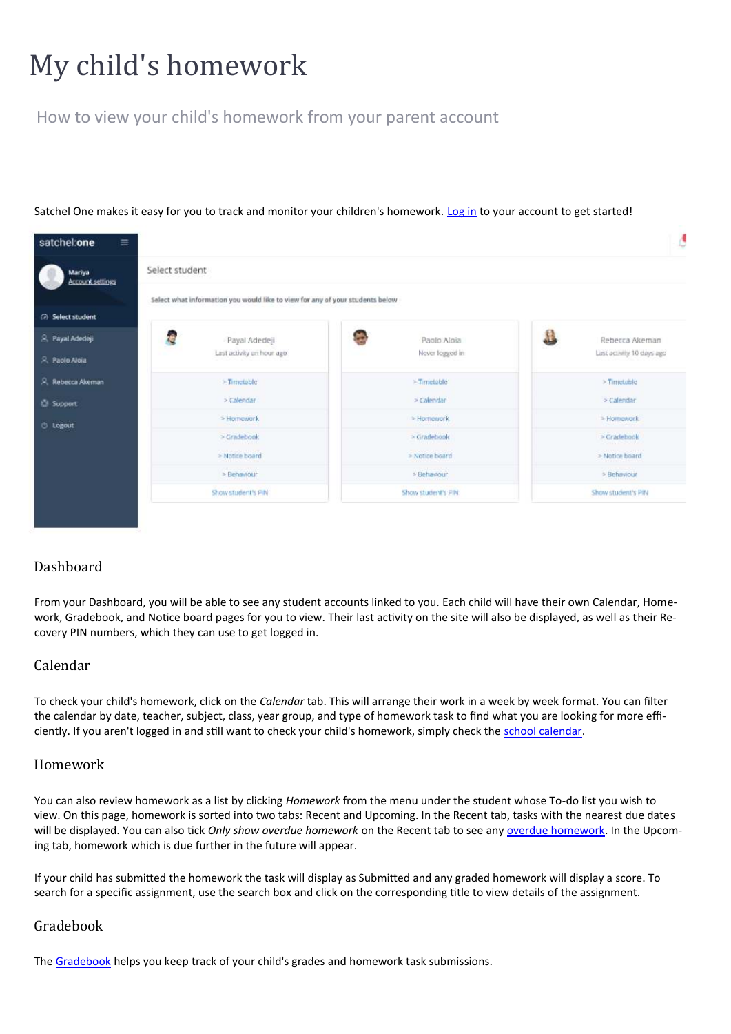# My child's homework

How to view your child's homework from your parent account

Satchel One makes it easy for you to track and monitor your children's homework. Log in to your account to get started!

## Dashboard

From your Dashboard, you will be able to see any student accounts linked to you. Each child will have their own Calendar, Homework, Gradebook, and Notice board pages for you to view. Their last activity on the site will also be displayed, as well as their Recovery PIN numbers, which they can use to get logged in.

## Calendar

To check your child's homework, click on the *Calendar* tab. This will arrange their work in a week by week format. You can filter the calendar by date, teacher, subject, class, year group, and type of homework task to find what you are looking for more efficiently. If you aren't logged in and still want to check your child's homework, simply check the school calendar.

## Homework

You can also review homework as a list by clicking *Homework* from the menu under the student whose To-do list you wish to view. On this page, homework is sorted into two tabs: Recent and Upcoming. In the Recent tab, tasks with the nearest due dates will be displayed. You can also tick *Only show overdue homework* on the Recent tab to see any overdue homework. In the Upcoming tab, homework which is due further in the future will appear.

If your child has submitted the homework the task will display as Submitted and any graded homework will display a score. To search for a specific assignment, use the search box and click on the corresponding title to view details of the assignment.

## Gradebook

The Gradebook helps you keep track of your child's grades and homework task submissions.